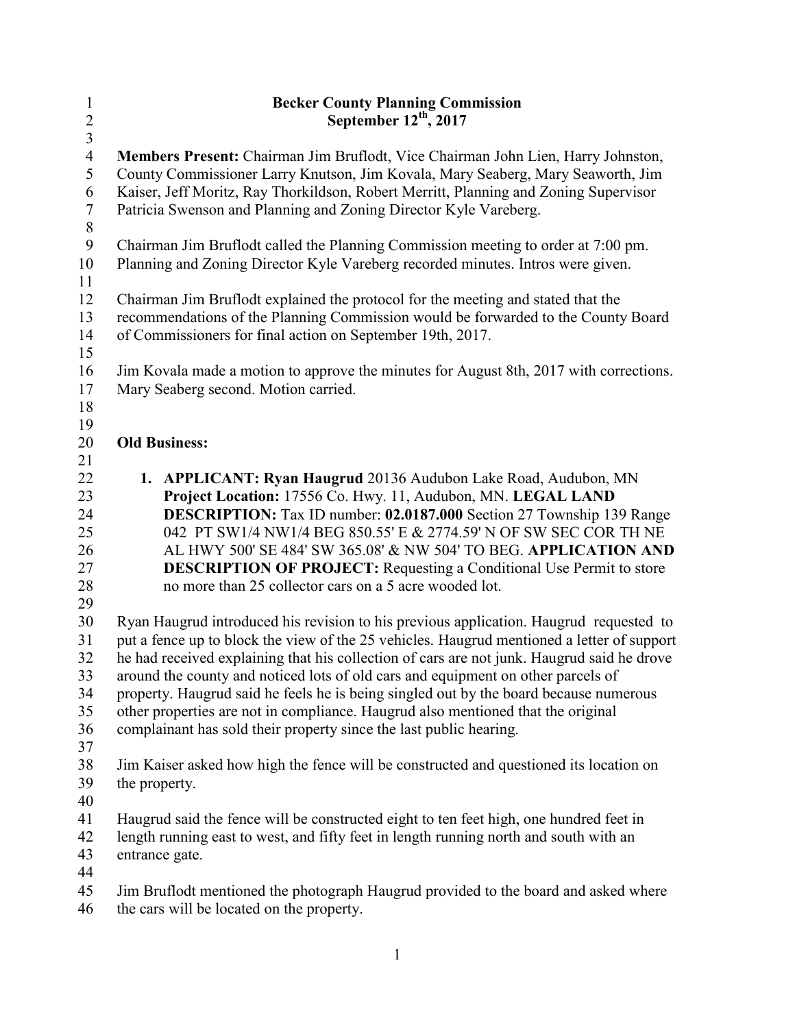# Becker County Planning Commission
## September 12th, 2017

**Members Present:** Chairman Jim Bruflodt, Vice Chairman John Lien, Harry Johnston, County Commissioner Larry Knutson, Jim Kovala, Mary Seaberg, Mary Seaworth, Jim Kaiser, Jeff Moritz, Ray Thorkildson, Robert Merritt, Planning and Zoning Supervisor Patricia Swenson and Planning and Zoning Director Kyle Vareberg.

Chairman Jim Bruflodt called the Planning Commission meeting to order at 7:00 pm. Planning and Zoning Director Kyle Vareberg recorded minutes. Intros were given.

Chairman Jim Bruflodt explained the protocol for the meeting and stated that the recommendations of the Planning Commission would be forwarded to the County Board of Commissioners for final action on September 19th, 2017.

Jim Kovala made a motion to approve the minutes for August 8th, 2017 with corrections. Mary Seaberg second. Motion carried.

**Old Business:**

1. **APPLICANT: Ryan Haugrud** 20136 Audubon Lake Road, Audubon, MN **Project Location:** 17556 Co. Hwy. 11, Audubon, MN. **LEGAL LAND DESCRIPTION:** Tax ID number: **02.0187.000** Section 27 Township 139 Range 042 PT SW1/4 NW1/4 BEG 850.55' E & 2774.59' N OF SW SEC COR TH NE AL HWY 500' SE 484' SW 365.08' & NW 504' TO BEG. **APPLICATION AND DESCRIPTION OF PROJECT:** Requesting a Conditional Use Permit to store no more than 25 collector cars on a 5 acre wooded lot.

Ryan Haugrud introduced his revision to his previous application. Haugrud requested to put a fence up to block the view of the 25 vehicles. Haugrud mentioned a letter of support he had received explaining that his collection of cars are not junk. Haugrud said he drove around the county and noticed lots of old cars and equipment on other parcels of property. Haugrud said he feels he is being singled out by the board because numerous other properties are not in compliance. Haugrud also mentioned that the original complainant has sold their property since the last public hearing.

Jim Kaiser asked how high the fence will be constructed and questioned its location on the property.

Haugrud said the fence will be constructed eight to ten feet high, one hundred feet in length running east to west, and fifty feet in length running north and south with an entrance gate.

Jim Bruflodt mentioned the photograph Haugrud provided to the board and asked where the cars will be located on the property.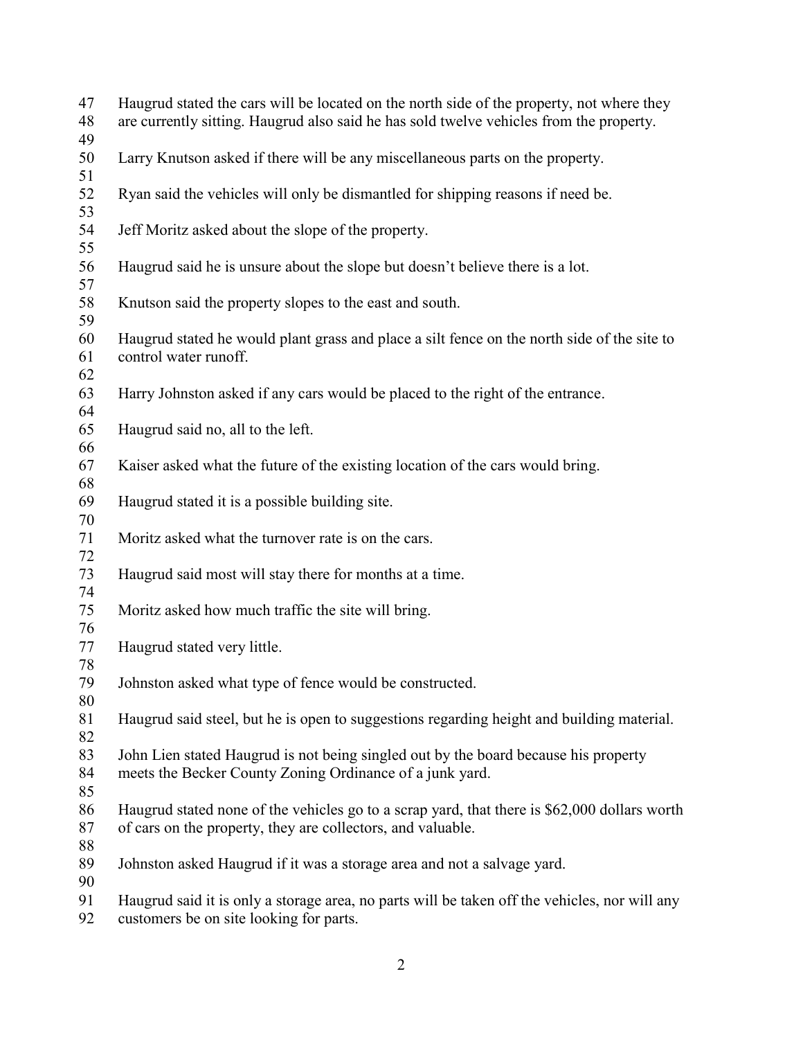Haugrud stated the cars will be located on the north side of the property, not where they are currently sitting. Haugrud also said he has sold twelve vehicles from the property.

Larry Knutson asked if there will be any miscellaneous parts on the property.

Ryan said the vehicles will only be dismantled for shipping reasons if need be.

Jeff Moritz asked about the slope of the property.

Haugrud said he is unsure about the slope but doesn't believe there is a lot.

Knutson said the property slopes to the east and south.

Haugrud stated he would plant grass and place a silt fence on the north side of the site to control water runoff.

Harry Johnston asked if any cars would be placed to the right of the entrance.

Haugrud said no, all to the left.

Kaiser asked what the future of the existing location of the cars would bring.

Haugrud stated it is a possible building site.

Moritz asked what the turnover rate is on the cars.

Haugrud said most will stay there for months at a time.

Moritz asked how much traffic the site will bring.

Haugrud stated very little.

Johnston asked what type of fence would be constructed.

Haugrud said steel, but he is open to suggestions regarding height and building material.

John Lien stated Haugrud is not being singled out by the board because his property meets the Becker County Zoning Ordinance of a junk yard.

Haugrud stated none of the vehicles go to a scrap yard, that there is $62,000 dollars worth of cars on the property, they are collectors, and valuable.

Johnston asked Haugrud if it was a storage area and not a salvage yard.

Haugrud said it is only a storage area, no parts will be taken off the vehicles, nor will any customers be on site looking for parts.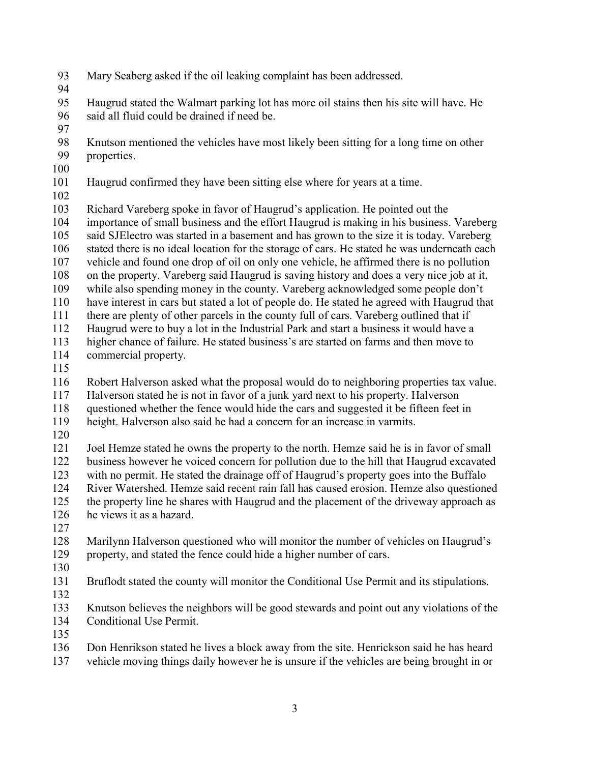Mary Seaberg asked if the oil leaking complaint has been addressed.

Haugrud stated the Walmart parking lot has more oil stains then his site will have. He said all fluid could be drained if need be.

Knutson mentioned the vehicles have most likely been sitting for a long time on other properties.

Haugrud confirmed they have been sitting else where for years at a time.

Richard Vareberg spoke in favor of Haugrud's application. He pointed out the importance of small business and the effort Haugrud is making in his business. Vareberg said SJElectro was started in a basement and has grown to the size it is today. Vareberg stated there is no ideal location for the storage of cars. He stated he was underneath each vehicle and found one drop of oil on only one vehicle, he affirmed there is no pollution on the property. Vareberg said Haugrud is saving history and does a very nice job at it, while also spending money in the county. Vareberg acknowledged some people don't have interest in cars but stated a lot of people do. He stated he agreed with Haugrud that there are plenty of other parcels in the county full of cars. Vareberg outlined that if Haugrud were to buy a lot in the Industrial Park and start a business it would have a higher chance of failure. He stated business's are started on farms and then move to commercial property.

Robert Halverson asked what the proposal would do to neighboring properties tax value. Halverson stated he is not in favor of a junk yard next to his property. Halverson questioned whether the fence would hide the cars and suggested it be fifteen feet in height. Halverson also said he had a concern for an increase in varmits.

Joel Hemze stated he owns the property to the north. Hemze said he is in favor of small business however he voiced concern for pollution due to the hill that Haugrud excavated with no permit. He stated the drainage off of Haugrud's property goes into the Buffalo River Watershed. Hemze said recent rain fall has caused erosion. Hemze also questioned the property line he shares with Haugrud and the placement of the driveway approach as he views it as a hazard.

Marilynn Halverson questioned who will monitor the number of vehicles on Haugrud's property, and stated the fence could hide a higher number of cars.

Bruflodt stated the county will monitor the Conditional Use Permit and its stipulations.

Knutson believes the neighbors will be good stewards and point out any violations of the Conditional Use Permit.

Don Henrikson stated he lives a block away from the site. Henrickson said he has heard vehicle moving things daily however he is unsure if the vehicles are being brought in or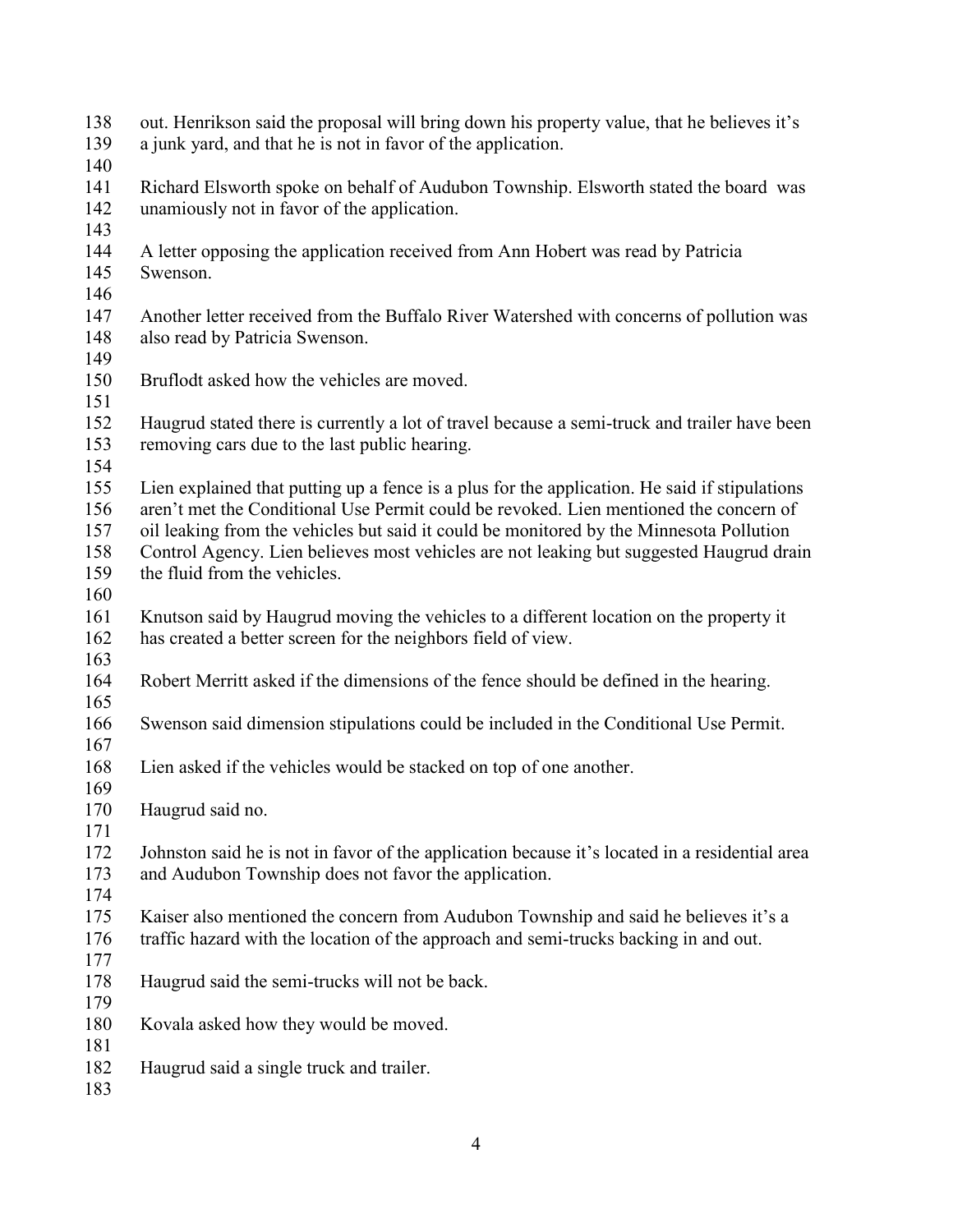out. Henrikson said the proposal will bring down his property value, that he believes it's a junk yard, and that he is not in favor of the application.

Richard Elsworth spoke on behalf of Audubon Township. Elsworth stated the board was unamiously not in favor of the application.

A letter opposing the application received from Ann Hobert was read by Patricia Swenson.

Another letter received from the Buffalo River Watershed with concerns of pollution was also read by Patricia Swenson.

Bruflodt asked how the vehicles are moved.

Haugrud stated there is currently a lot of travel because a semi-truck and trailer have been removing cars due to the last public hearing.

Lien explained that putting up a fence is a plus for the application. He said if stipulations aren't met the Conditional Use Permit could be revoked. Lien mentioned the concern of oil leaking from the vehicles but said it could be monitored by the Minnesota Pollution Control Agency. Lien believes most vehicles are not leaking but suggested Haugrud drain the fluid from the vehicles.

Knutson said by Haugrud moving the vehicles to a different location on the property it has created a better screen for the neighbors field of view.

Robert Merritt asked if the dimensions of the fence should be defined in the hearing.

Swenson said dimension stipulations could be included in the Conditional Use Permit.

Lien asked if the vehicles would be stacked on top of one another.

Haugrud said no.

Johnston said he is not in favor of the application because it's located in a residential area and Audubon Township does not favor the application.

Kaiser also mentioned the concern from Audubon Township and said he believes it's a traffic hazard with the location of the approach and semi-trucks backing in and out.

Haugrud said the semi-trucks will not be back.

Kovala asked how they would be moved.

Haugrud said a single truck and trailer.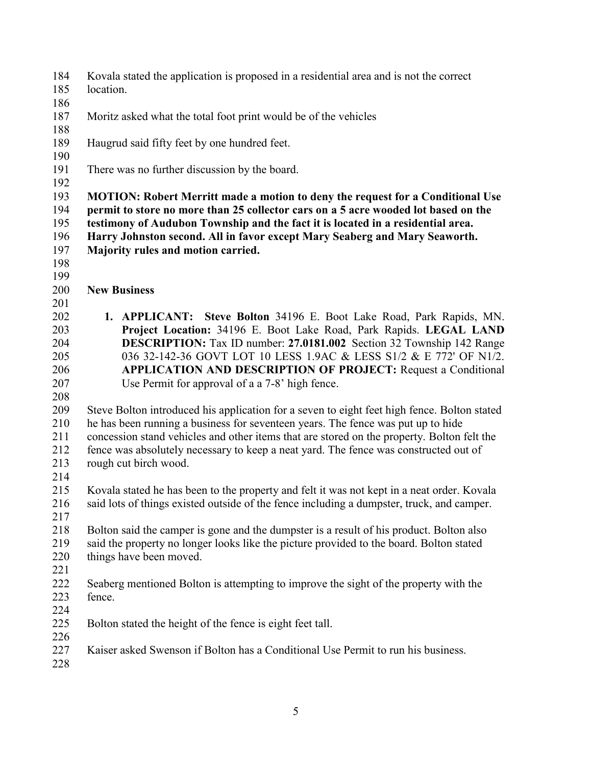Kovala stated the application is proposed in a residential area and is not the correct location.

Moritz asked what the total foot print would be of the vehicles

Haugrud said fifty feet by one hundred feet.

There was no further discussion by the board.

**MOTION: Robert Merritt made a motion to deny the request for a Conditional Use permit to store no more than 25 collector cars on a 5 acre wooded lot based on the testimony of Audubon Township and the fact it is located in a residential area. Harry Johnston second. All in favor except Mary Seaberg and Mary Seaworth. Majority rules and motion carried.**

**New Business**

1. **APPLICANT: Steve Bolton** 34196 E. Boot Lake Road, Park Rapids, MN. **Project Location:** 34196 E. Boot Lake Road, Park Rapids. **LEGAL LAND DESCRIPTION:** Tax ID number: **27.0181.002** Section 32 Township 142 Range 036 32-142-36 GOVT LOT 10 LESS 1.9AC & LESS S1/2 & E 772' OF N1/2. **APPLICATION AND DESCRIPTION OF PROJECT:** Request a Conditional Use Permit for approval of a a 7-8' high fence.

Steve Bolton introduced his application for a seven to eight feet high fence. Bolton stated he has been running a business for seventeen years. The fence was put up to hide concession stand vehicles and other items that are stored on the property. Bolton felt the fence was absolutely necessary to keep a neat yard. The fence was constructed out of rough cut birch wood.

Kovala stated he has been to the property and felt it was not kept in a neat order. Kovala said lots of things existed outside of the fence including a dumpster, truck, and camper.

Bolton said the camper is gone and the dumpster is a result of his product. Bolton also said the property no longer looks like the picture provided to the board. Bolton stated things have been moved.

Seaberg mentioned Bolton is attempting to improve the sight of the property with the fence.

Bolton stated the height of the fence is eight feet tall.

Kaiser asked Swenson if Bolton has a Conditional Use Permit to run his business.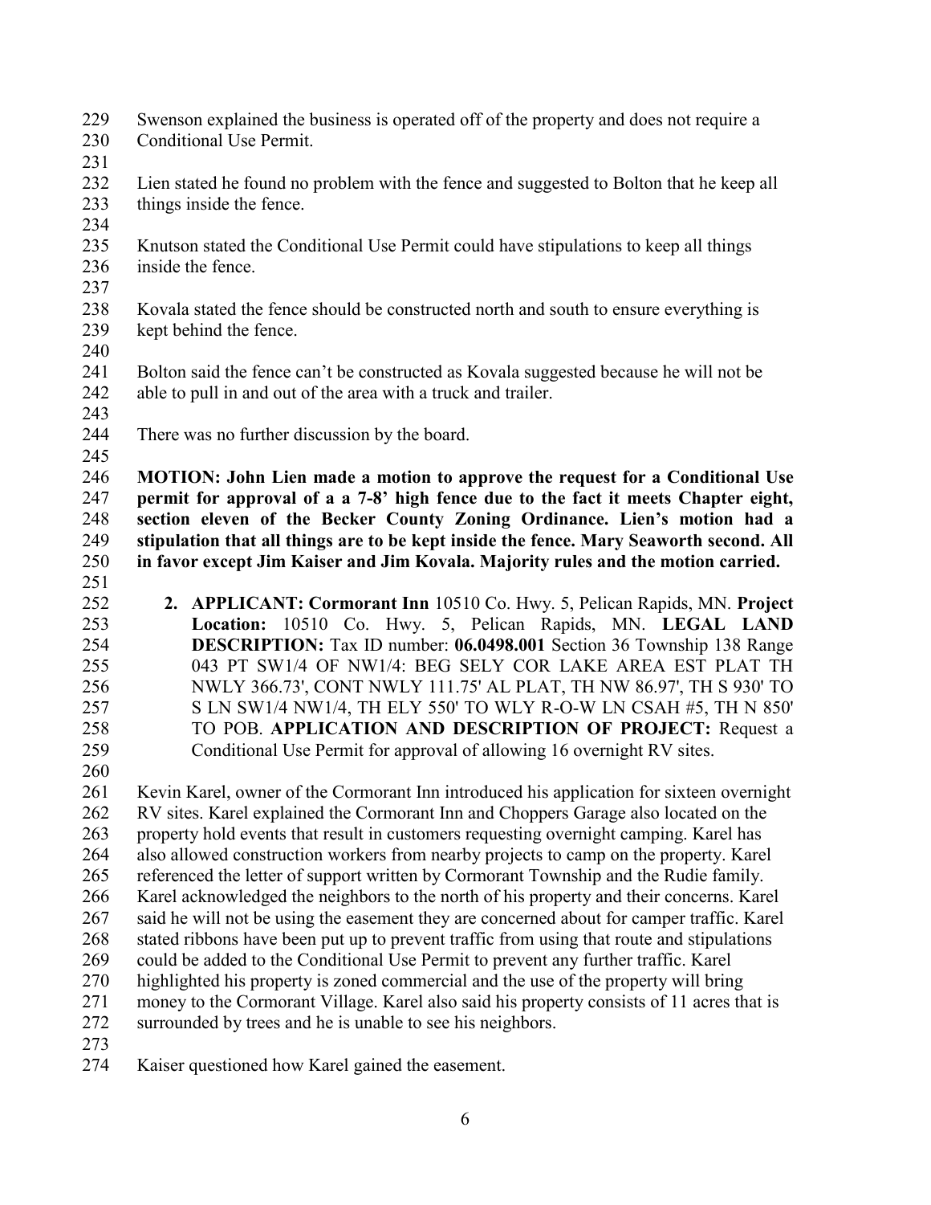Swenson explained the business is operated off of the property and does not require a Conditional Use Permit.

Lien stated he found no problem with the fence and suggested to Bolton that he keep all things inside the fence.

Knutson stated the Conditional Use Permit could have stipulations to keep all things inside the fence.

Kovala stated the fence should be constructed north and south to ensure everything is kept behind the fence.

Bolton said the fence can't be constructed as Kovala suggested because he will not be able to pull in and out of the area with a truck and trailer.

There was no further discussion by the board.

**MOTION: John Lien made a motion to approve the request for a Conditional Use permit for approval of a a 7-8' high fence due to the fact it meets Chapter eight, section eleven of the Becker County Zoning Ordinance. Lien's motion had a stipulation that all things are to be kept inside the fence. Mary Seaworth second. All in favor except Jim Kaiser and Jim Kovala. Majority rules and the motion carried.**

2. **APPLICANT: Cormorant Inn** 10510 Co. Hwy. 5, Pelican Rapids, MN. **Project Location:** 10510 Co. Hwy. 5, Pelican Rapids, MN. **LEGAL LAND DESCRIPTION:** Tax ID number: **06.0498.001** Section 36 Township 138 Range 043 PT SW1/4 OF NW1/4: BEG SELY COR LAKE AREA EST PLAT TH NWLY 366.73', CONT NWLY 111.75' AL PLAT, TH NW 86.97', TH S 930' TO S LN SW1/4 NW1/4, TH ELY 550' TO WLY R-O-W LN CSAH #5, TH N 850' TO POB. **APPLICATION AND DESCRIPTION OF PROJECT:** Request a Conditional Use Permit for approval of allowing 16 overnight RV sites.

Kevin Karel, owner of the Cormorant Inn introduced his application for sixteen overnight RV sites. Karel explained the Cormorant Inn and Choppers Garage also located on the property hold events that result in customers requesting overnight camping. Karel has also allowed construction workers from nearby projects to camp on the property. Karel referenced the letter of support written by Cormorant Township and the Rudie family. Karel acknowledged the neighbors to the north of his property and their concerns. Karel said he will not be using the easement they are concerned about for camper traffic. Karel stated ribbons have been put up to prevent traffic from using that route and stipulations could be added to the Conditional Use Permit to prevent any further traffic. Karel highlighted his property is zoned commercial and the use of the property will bring money to the Cormorant Village. Karel also said his property consists of 11 acres that is surrounded by trees and he is unable to see his neighbors.

Kaiser questioned how Karel gained the easement.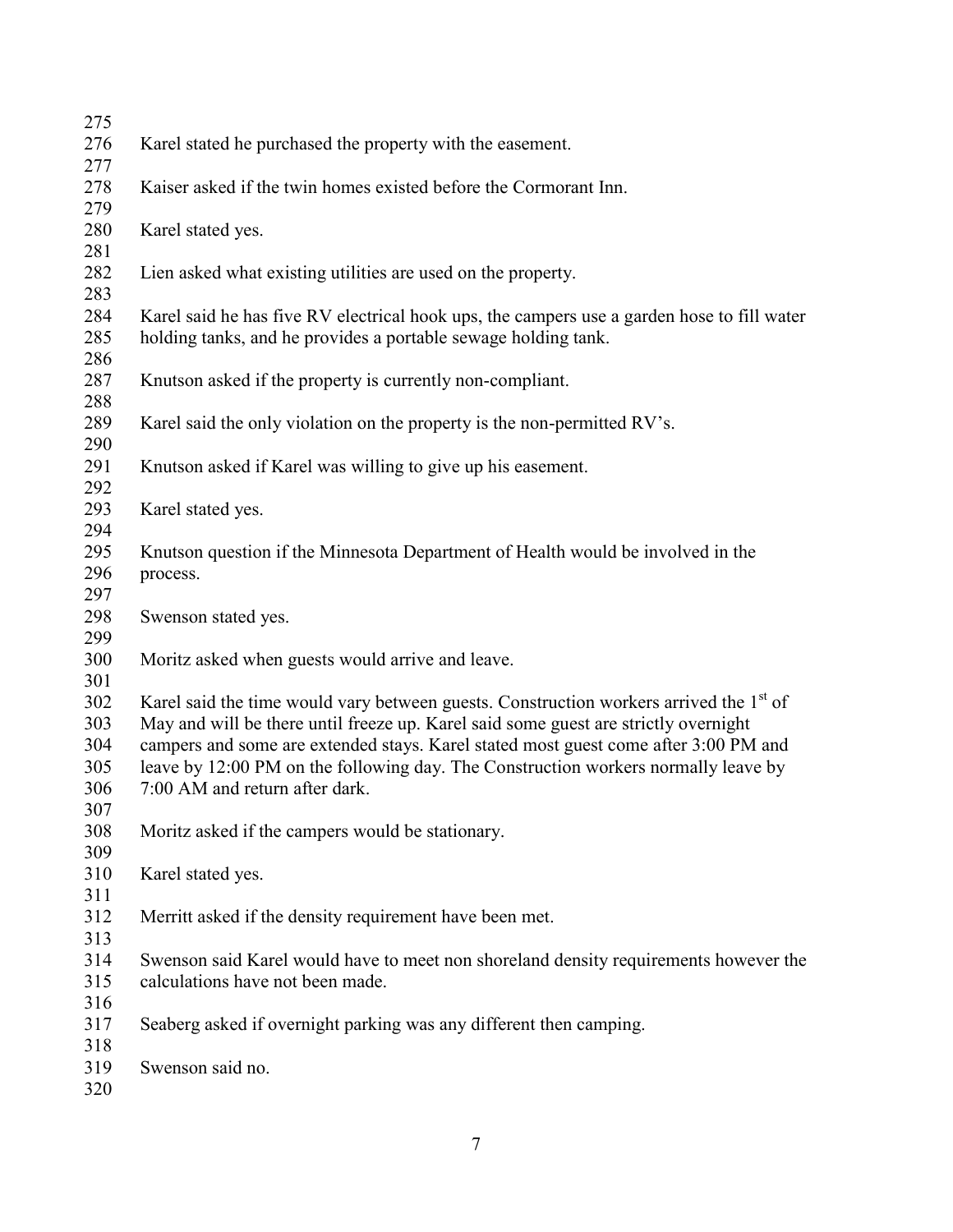Karel stated he purchased the property with the easement.

Kaiser asked if the twin homes existed before the Cormorant Inn.

Karel stated yes.

Lien asked what existing utilities are used on the property.

Karel said he has five RV electrical hook ups, the campers use a garden hose to fill water holding tanks, and he provides a portable sewage holding tank.

Knutson asked if the property is currently non-compliant.

Karel said the only violation on the property is the non-permitted RV's.

Knutson asked if Karel was willing to give up his easement.

Karel stated yes.

Knutson question if the Minnesota Department of Health would be involved in the process.

Swenson stated yes.

Moritz asked when guests would arrive and leave.

Karel said the time would vary between guests. Construction workers arrived the 1st of May and will be there until freeze up. Karel said some guest are strictly overnight campers and some are extended stays. Karel stated most guest come after 3:00 PM and leave by 12:00 PM on the following day. The Construction workers normally leave by 7:00 AM and return after dark.

Moritz asked if the campers would be stationary.

Karel stated yes.

Merritt asked if the density requirement have been met.

Swenson said Karel would have to meet non shoreland density requirements however the calculations have not been made.

Seaberg asked if overnight parking was any different then camping.

Swenson said no.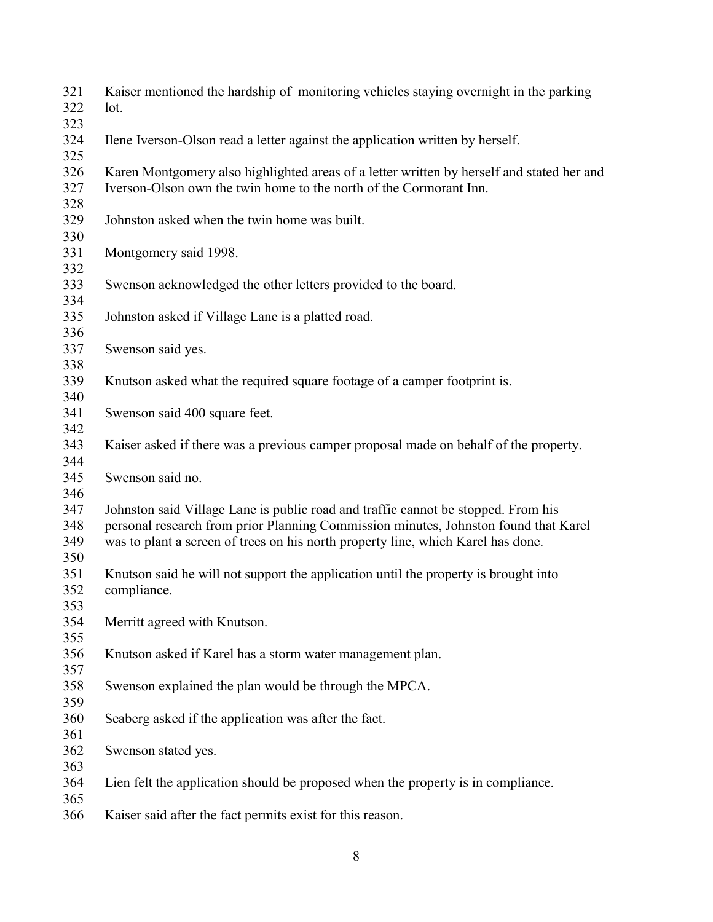Kaiser mentioned the hardship of monitoring vehicles staying overnight in the parking lot.

Ilene Iverson-Olson read a letter against the application written by herself.

Karen Montgomery also highlighted areas of a letter written by herself and stated her and Iverson-Olson own the twin home to the north of the Cormorant Inn.

Johnston asked when the twin home was built.

Montgomery said 1998.

Swenson acknowledged the other letters provided to the board.

Johnston asked if Village Lane is a platted road.

Swenson said yes.

Knutson asked what the required square footage of a camper footprint is.

Swenson said 400 square feet.

Kaiser asked if there was a previous camper proposal made on behalf of the property.

Swenson said no.

Johnston said Village Lane is public road and traffic cannot be stopped. From his personal research from prior Planning Commission minutes, Johnston found that Karel was to plant a screen of trees on his north property line, which Karel has done.

Knutson said he will not support the application until the property is brought into compliance.

Merritt agreed with Knutson.

Knutson asked if Karel has a storm water management plan.

Swenson explained the plan would be through the MPCA.

Seaberg asked if the application was after the fact.

Swenson stated yes.

Lien felt the application should be proposed when the property is in compliance.

Kaiser said after the fact permits exist for this reason.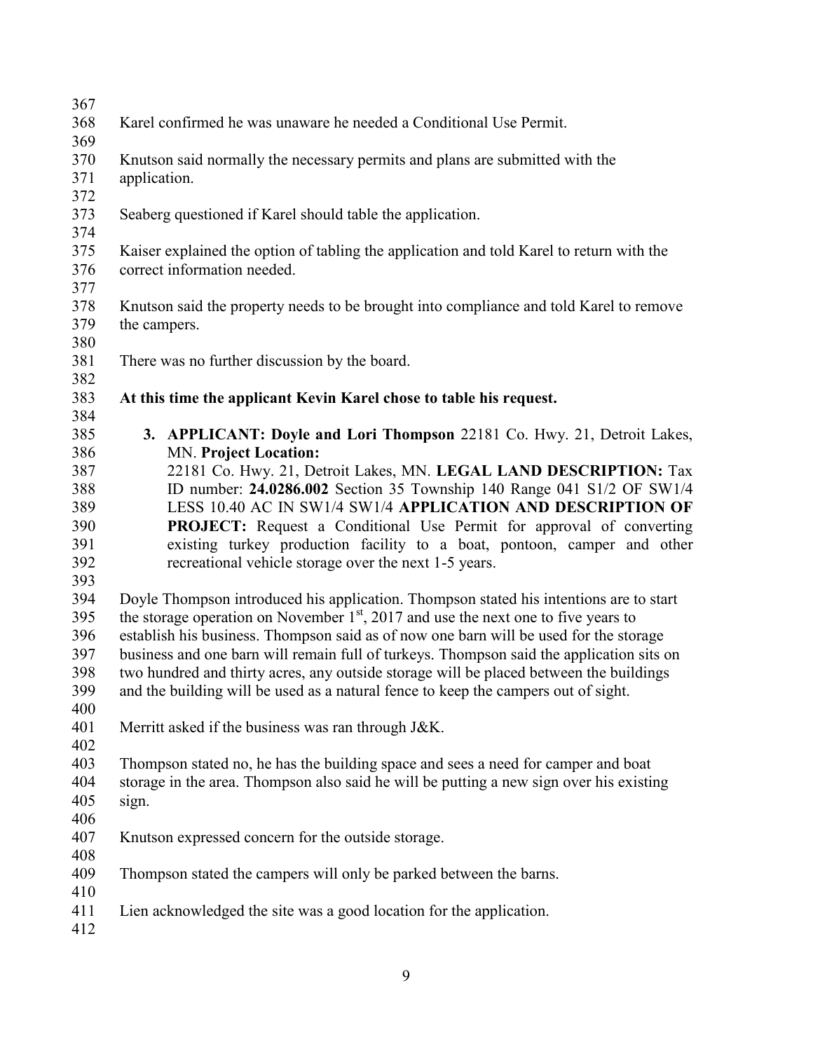Karel confirmed he was unaware he needed a Conditional Use Permit.

Knutson said normally the necessary permits and plans are submitted with the application.

Seaberg questioned if Karel should table the application.

Kaiser explained the option of tabling the application and told Karel to return with the correct information needed.

Knutson said the property needs to be brought into compliance and told Karel to remove the campers.

There was no further discussion by the board.

**At this time the applicant Kevin Karel chose to table his request.**

3. **APPLICANT: Doyle and Lori Thompson** 22181 Co. Hwy. 21, Detroit Lakes, MN. **Project Location:** 22181 Co. Hwy. 21, Detroit Lakes, MN. **LEGAL LAND DESCRIPTION:** Tax ID number: **24.0286.002** Section 35 Township 140 Range 041 S1/2 OF SW1/4 LESS 10.40 AC IN SW1/4 SW1/4 **APPLICATION AND DESCRIPTION OF PROJECT:** Request a Conditional Use Permit for approval of converting existing turkey production facility to a boat, pontoon, camper and other recreational vehicle storage over the next 1-5 years.

Doyle Thompson introduced his application. Thompson stated his intentions are to start the storage operation on November 1st, 2017 and use the next one to five years to establish his business. Thompson said as of now one barn will be used for the storage business and one barn will remain full of turkeys. Thompson said the application sits on two hundred and thirty acres, any outside storage will be placed between the buildings and the building will be used as a natural fence to keep the campers out of sight.

Merritt asked if the business was ran through J&K.

Thompson stated no, he has the building space and sees a need for camper and boat storage in the area. Thompson also said he will be putting a new sign over his existing sign.

Knutson expressed concern for the outside storage.

Thompson stated the campers will only be parked between the barns.

Lien acknowledged the site was a good location for the application.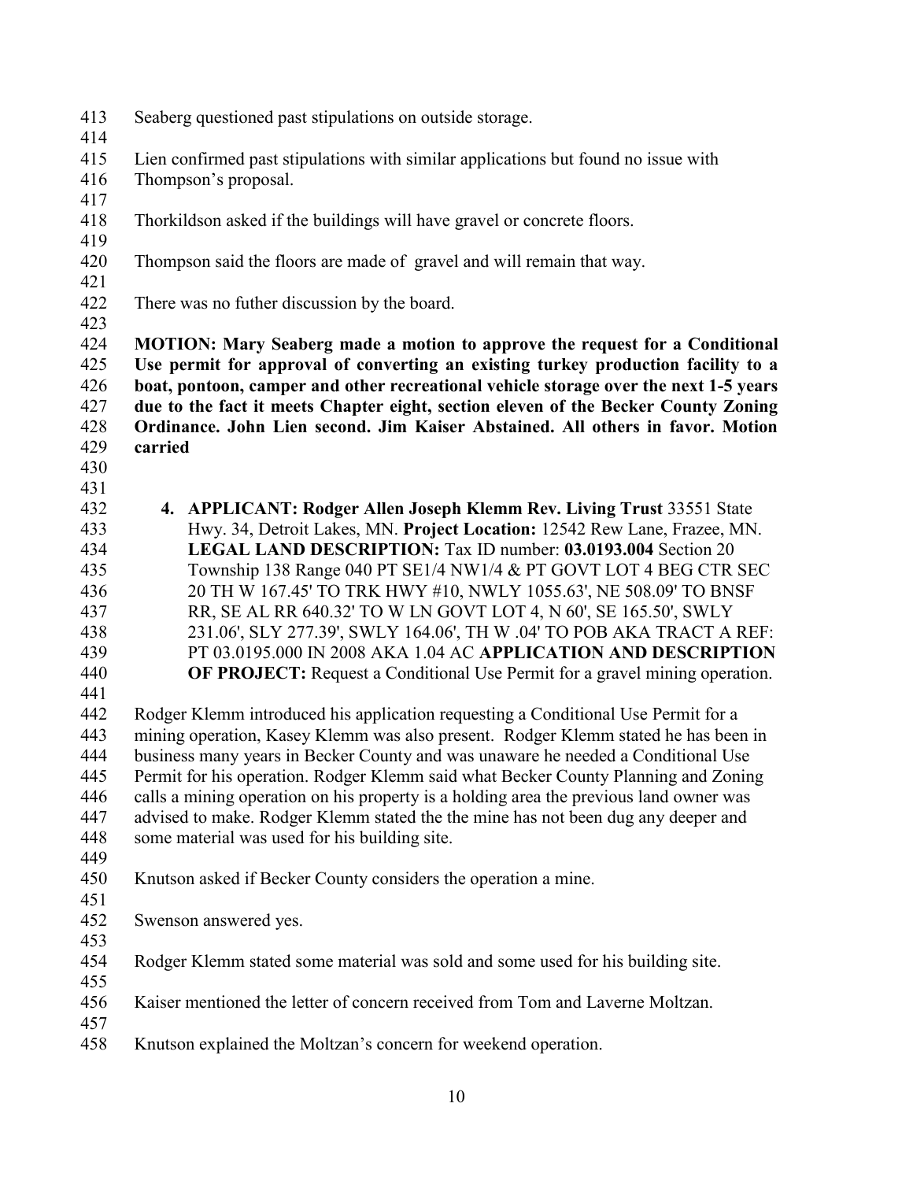Seaberg questioned past stipulations on outside storage.

Lien confirmed past stipulations with similar applications but found no issue with Thompson's proposal.

Thorkildson asked if the buildings will have gravel or concrete floors.

Thompson said the floors are made of gravel and will remain that way.

There was no futher discussion by the board.

**MOTION: Mary Seaberg made a motion to approve the request for a Conditional Use permit for approval of converting an existing turkey production facility to a boat, pontoon, camper and other recreational vehicle storage over the next 1-5 years due to the fact it meets Chapter eight, section eleven of the Becker County Zoning Ordinance. John Lien second. Jim Kaiser Abstained. All others in favor. Motion carried**

4. **APPLICANT: Rodger Allen Joseph Klemm Rev. Living Trust** 33551 State Hwy. 34, Detroit Lakes, MN. **Project Location:** 12542 Rew Lane, Frazee, MN. **LEGAL LAND DESCRIPTION:** Tax ID number: **03.0193.004** Section 20 Township 138 Range 040 PT SE1/4 NW1/4 & PT GOVT LOT 4 BEG CTR SEC 20 TH W 167.45' TO TRK HWY #10, NWLY 1055.63', NE 508.09' TO BNSF RR, SE AL RR 640.32' TO W LN GOVT LOT 4, N 60', SE 165.50', SWLY 231.06', SLY 277.39', SWLY 164.06', TH W .04' TO POB AKA TRACT A REF: PT 03.0195.000 IN 2008 AKA 1.04 AC **APPLICATION AND DESCRIPTION OF PROJECT:** Request a Conditional Use Permit for a gravel mining operation.

Rodger Klemm introduced his application requesting a Conditional Use Permit for a mining operation, Kasey Klemm was also present. Rodger Klemm stated he has been in business many years in Becker County and was unaware he needed a Conditional Use Permit for his operation. Rodger Klemm said what Becker County Planning and Zoning calls a mining operation on his property is a holding area the previous land owner was advised to make. Rodger Klemm stated the the mine has not been dug any deeper and some material was used for his building site.

Knutson asked if Becker County considers the operation a mine.

Swenson answered yes.

Rodger Klemm stated some material was sold and some used for his building site.

Kaiser mentioned the letter of concern received from Tom and Laverne Moltzan.

Knutson explained the Moltzan's concern for weekend operation.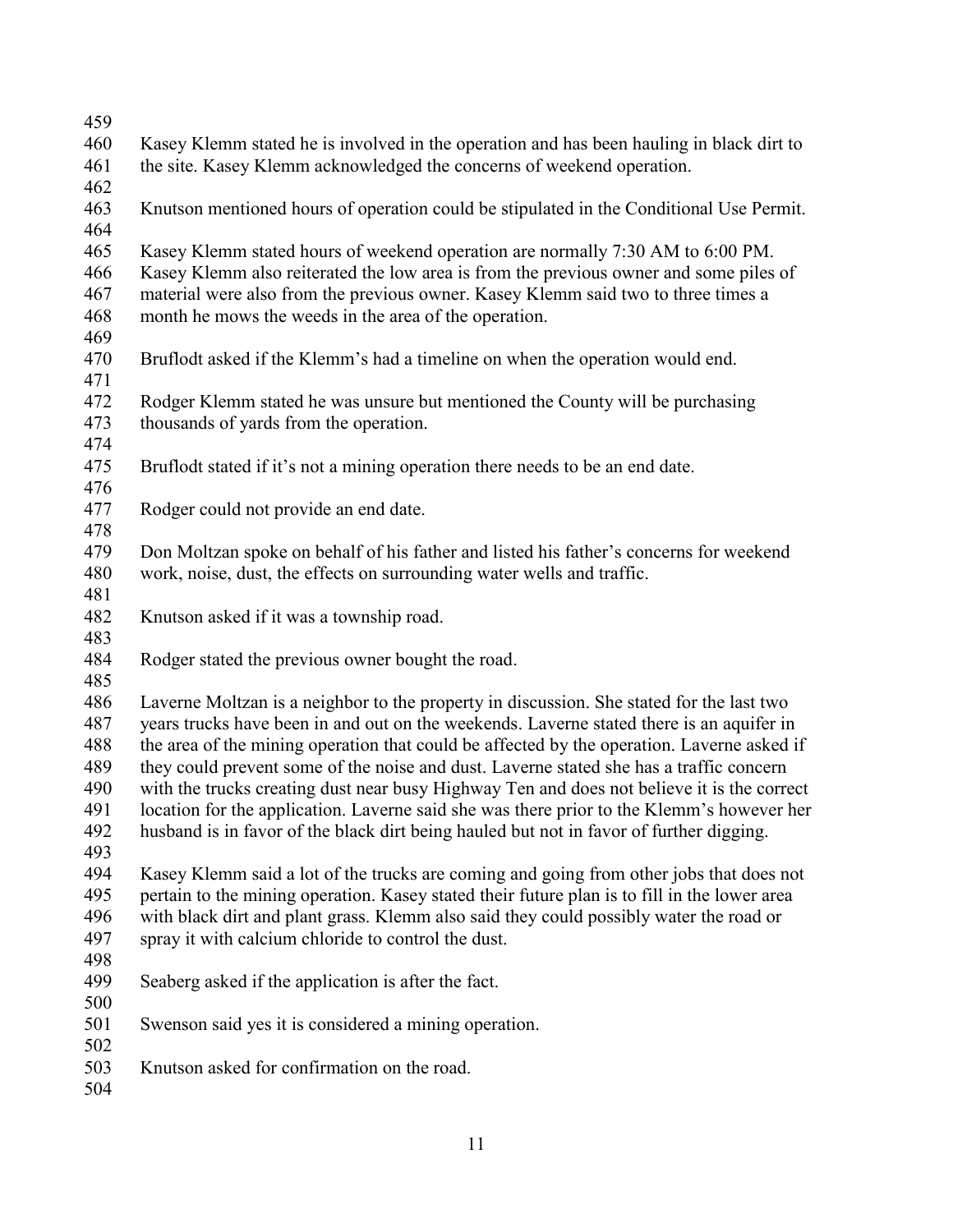Kasey Klemm stated he is involved in the operation and has been hauling in black dirt to the site. Kasey Klemm acknowledged the concerns of weekend operation.

Knutson mentioned hours of operation could be stipulated in the Conditional Use Permit.

Kasey Klemm stated hours of weekend operation are normally 7:30 AM to 6:00 PM. Kasey Klemm also reiterated the low area is from the previous owner and some piles of material were also from the previous owner. Kasey Klemm said two to three times a month he mows the weeds in the area of the operation.

Bruflodt asked if the Klemm's had a timeline on when the operation would end.

Rodger Klemm stated he was unsure but mentioned the County will be purchasing thousands of yards from the operation.

Bruflodt stated if it's not a mining operation there needs to be an end date.

Rodger could not provide an end date.

Don Moltzan spoke on behalf of his father and listed his father's concerns for weekend work, noise, dust, the effects on surrounding water wells and traffic.

Knutson asked if it was a township road.

Rodger stated the previous owner bought the road.

Laverne Moltzan is a neighbor to the property in discussion. She stated for the last two years trucks have been in and out on the weekends. Laverne stated there is an aquifer in the area of the mining operation that could be affected by the operation. Laverne asked if they could prevent some of the noise and dust. Laverne stated she has a traffic concern with the trucks creating dust near busy Highway Ten and does not believe it is the correct location for the application. Laverne said she was there prior to the Klemm's however her husband is in favor of the black dirt being hauled but not in favor of further digging.

Kasey Klemm said a lot of the trucks are coming and going from other jobs that does not pertain to the mining operation. Kasey stated their future plan is to fill in the lower area with black dirt and plant grass. Klemm also said they could possibly water the road or spray it with calcium chloride to control the dust.

Seaberg asked if the application is after the fact.

Swenson said yes it is considered a mining operation.

Knutson asked for confirmation on the road.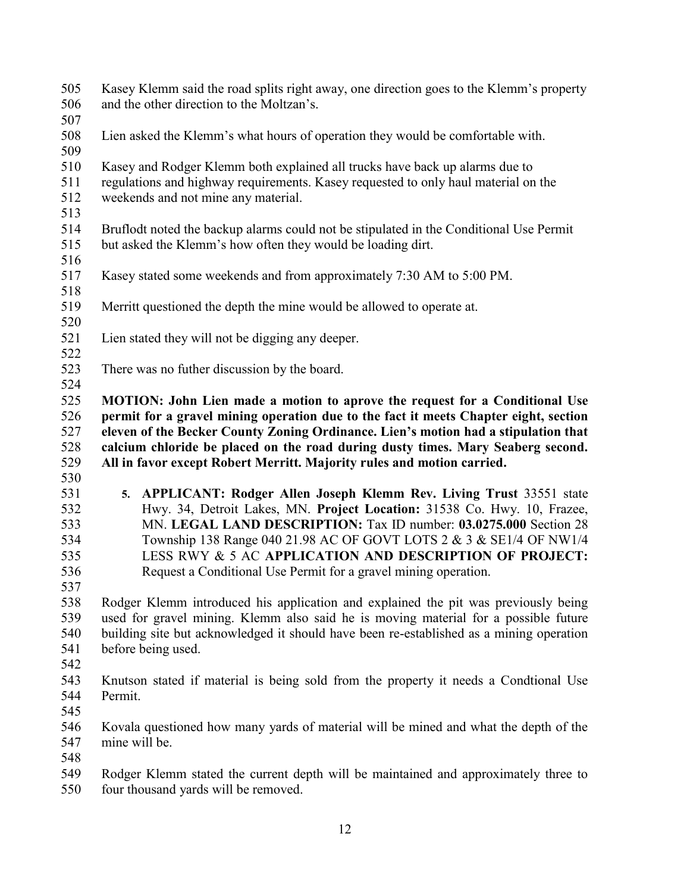Kasey Klemm said the road splits right away, one direction goes to the Klemm's property and the other direction to the Moltzan's.

Lien asked the Klemm's what hours of operation they would be comfortable with.

Kasey and Rodger Klemm both explained all trucks have back up alarms due to regulations and highway requirements. Kasey requested to only haul material on the weekends and not mine any material.

Bruflodt noted the backup alarms could not be stipulated in the Conditional Use Permit but asked the Klemm's how often they would be loading dirt.

Kasey stated some weekends and from approximately 7:30 AM to 5:00 PM.

Merritt questioned the depth the mine would be allowed to operate at.

Lien stated they will not be digging any deeper.

There was no futher discussion by the board.

**MOTION: John Lien made a motion to aprove the request for a Conditional Use permit for a gravel mining operation due to the fact it meets Chapter eight, section eleven of the Becker County Zoning Ordinance. Lien's motion had a stipulation that calcium chloride be placed on the road during dusty times. Mary Seaberg second. All in favor except Robert Merritt. Majority rules and motion carried.**

5. **APPLICANT: Rodger Allen Joseph Klemm Rev. Living Trust** 33551 state Hwy. 34, Detroit Lakes, MN. **Project Location:** 31538 Co. Hwy. 10, Frazee, MN. **LEGAL LAND DESCRIPTION:** Tax ID number: **03.0275.000** Section 28 Township 138 Range 040 21.98 AC OF GOVT LOTS 2 & 3 & SE1/4 OF NW1/4 LESS RWY & 5 AC **APPLICATION AND DESCRIPTION OF PROJECT:** Request a Conditional Use Permit for a gravel mining operation.

Rodger Klemm introduced his application and explained the pit was previously being used for gravel mining. Klemm also said he is moving material for a possible future building site but acknowledged it should have been re-established as a mining operation before being used.

Knutson stated if material is being sold from the property it needs a Condtional Use Permit.

Kovala questioned how many yards of material will be mined and what the depth of the mine will be.

Rodger Klemm stated the current depth will be maintained and approximately three to four thousand yards will be removed.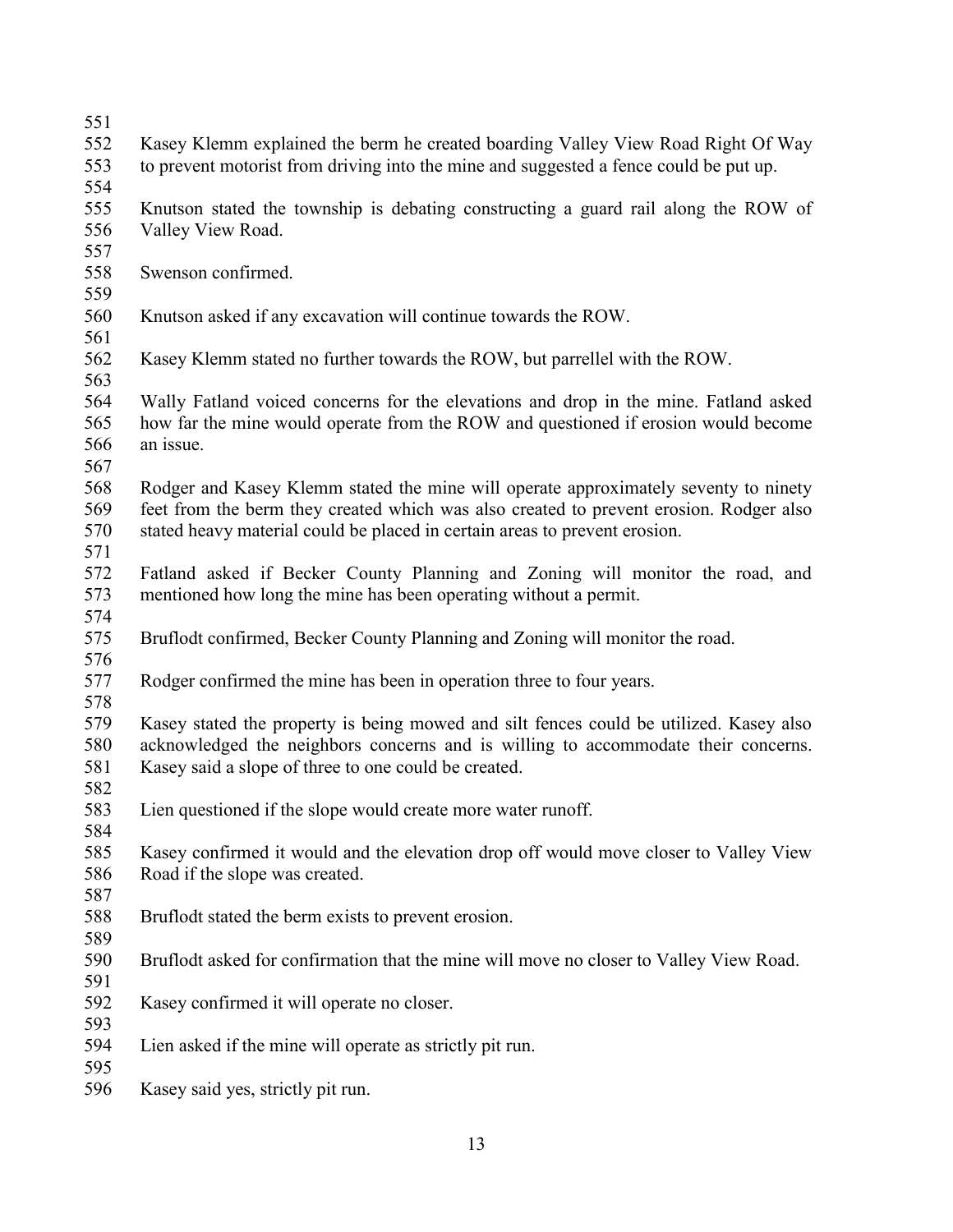Kasey Klemm explained the berm he created boarding Valley View Road Right Of Way to prevent motorist from driving into the mine and suggested a fence could be put up.

Knutson stated the township is debating constructing a guard rail along the ROW of Valley View Road.

Swenson confirmed.

Knutson asked if any excavation will continue towards the ROW.

Kasey Klemm stated no further towards the ROW, but parrellel with the ROW.

Wally Fatland voiced concerns for the elevations and drop in the mine. Fatland asked how far the mine would operate from the ROW and questioned if erosion would become an issue.

Rodger and Kasey Klemm stated the mine will operate approximately seventy to ninety feet from the berm they created which was also created to prevent erosion. Rodger also stated heavy material could be placed in certain areas to prevent erosion.

Fatland asked if Becker County Planning and Zoning will monitor the road, and mentioned how long the mine has been operating without a permit.

Bruflodt confirmed, Becker County Planning and Zoning will monitor the road.

Rodger confirmed the mine has been in operation three to four years.

Kasey stated the property is being mowed and silt fences could be utilized. Kasey also acknowledged the neighbors concerns and is willing to accommodate their concerns. Kasey said a slope of three to one could be created.

Lien questioned if the slope would create more water runoff.

Kasey confirmed it would and the elevation drop off would move closer to Valley View Road if the slope was created.

Bruflodt stated the berm exists to prevent erosion.

Bruflodt asked for confirmation that the mine will move no closer to Valley View Road.

Kasey confirmed it will operate no closer.

Lien asked if the mine will operate as strictly pit run.

Kasey said yes, strictly pit run.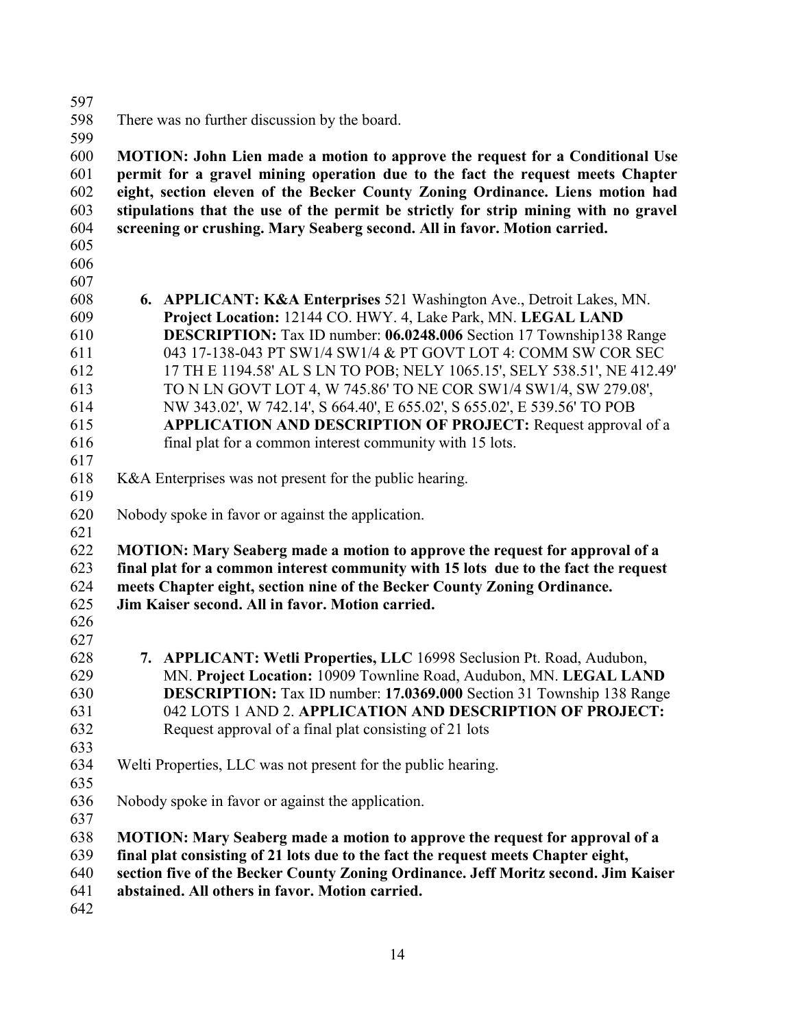There was no further discussion by the board.

**MOTION: John Lien made a motion to approve the request for a Conditional Use permit for a gravel mining operation due to the fact the request meets Chapter eight, section eleven of the Becker County Zoning Ordinance. Liens motion had stipulations that the use of the permit be strictly for strip mining with no gravel screening or crushing. Mary Seaberg second. All in favor. Motion carried.**

6. **APPLICANT: K&A Enterprises** 521 Washington Ave., Detroit Lakes, MN. **Project Location:** 12144 CO. HWY. 4, Lake Park, MN. **LEGAL LAND DESCRIPTION:** Tax ID number: **06.0248.006** Section 17 Township138 Range 043 17-138-043 PT SW1/4 SW1/4 & PT GOVT LOT 4: COMM SW COR SEC 17 TH E 1194.58' AL S LN TO POB; NELY 1065.15', SELY 538.51', NE 412.49' TO N LN GOVT LOT 4, W 745.86' TO NE COR SW1/4 SW1/4, SW 279.08', NW 343.02', W 742.14', S 664.40', E 655.02', S 655.02', E 539.56' TO POB **APPLICATION AND DESCRIPTION OF PROJECT:** Request approval of a final plat for a common interest community with 15 lots.

K&A Enterprises was not present for the public hearing.

Nobody spoke in favor or against the application.

**MOTION: Mary Seaberg made a motion to approve the request for approval of a final plat for a common interest community with 15 lots due to the fact the request meets Chapter eight, section nine of the Becker County Zoning Ordinance. Jim Kaiser second. All in favor. Motion carried.**

7. **APPLICANT: Wetli Properties, LLC** 16998 Seclusion Pt. Road, Audubon, MN. **Project Location:** 10909 Townline Road, Audubon, MN. **LEGAL LAND DESCRIPTION:** Tax ID number: **17.0369.000** Section 31 Township 138 Range 042 LOTS 1 AND 2. **APPLICATION AND DESCRIPTION OF PROJECT:** Request approval of a final plat consisting of 21 lots

Welti Properties, LLC was not present for the public hearing.

Nobody spoke in favor or against the application.

**MOTION: Mary Seaberg made a motion to approve the request for approval of a final plat consisting of 21 lots due to the fact the request meets Chapter eight, section five of the Becker County Zoning Ordinance. Jeff Moritz second. Jim Kaiser abstained. All others in favor. Motion carried.**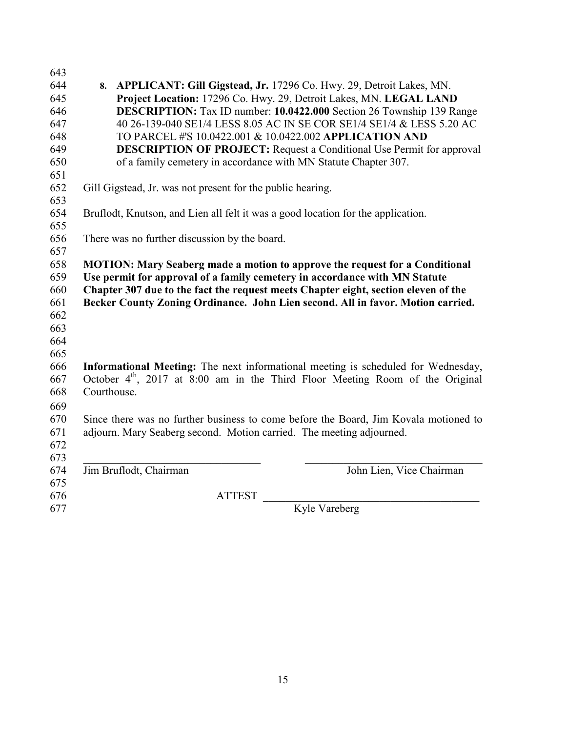8. **APPLICANT: Gill Gigstead, Jr.** 17296 Co. Hwy. 29, Detroit Lakes, MN. **Project Location:** 17296 Co. Hwy. 29, Detroit Lakes, MN. **LEGAL LAND DESCRIPTION:** Tax ID number: **10.0422.000** Section 26 Township 139 Range 40 26-139-040 SE1/4 LESS 8.05 AC IN SE COR SE1/4 SE1/4 & LESS 5.20 AC TO PARCEL #'S 10.0422.001 & 10.0422.002 **APPLICATION AND DESCRIPTION OF PROJECT:** Request a Conditional Use Permit for approval of a family cemetery in accordance with MN Statute Chapter 307.

Gill Gigstead, Jr. was not present for the public hearing.

Bruflodt, Knutson, and Lien all felt it was a good location for the application.

There was no further discussion by the board.

**MOTION: Mary Seaberg made a motion to approve the request for a Conditional Use permit for approval of a family cemetery in accordance with MN Statute Chapter 307 due to the fact the request meets Chapter eight, section eleven of the Becker County Zoning Ordinance. John Lien second. All in favor. Motion carried.**

**Informational Meeting:** The next informational meeting is scheduled for Wednesday, October 4th, 2017 at 8:00 am in the Third Floor Meeting Room of the Original Courthouse.

Since there was no further business to come before the Board, Jim Kovala motioned to adjourn. Mary Seaberg second. Motion carried. The meeting adjourned.

_______________________________ _______________________________

Jim Bruflodt, Chairman John Lien, Vice Chairman

ATTEST _______________________________

Kyle Vareberg